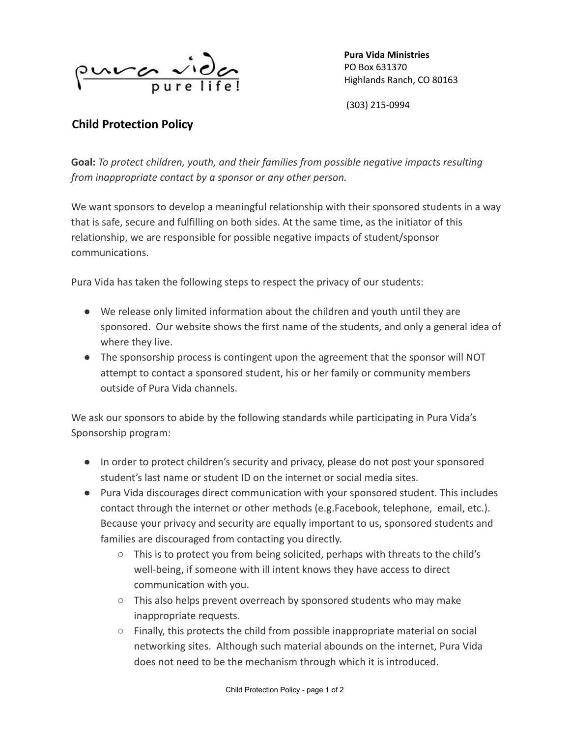pura vida
pure life!

**Pura Vida Ministries**
PO Box 631370
Highlands Ranch, CO 80163

(303) 215-0994

## Child Protection Policy

**Goal:** *To protect children, youth, and their families from possible negative impacts resulting from inappropriate contact by a sponsor or any other person.*

We want sponsors to develop a meaningful relationship with their sponsored students in a way that is safe, secure and fulfilling on both sides. At the same time, as the initiator of this relationship, we are responsible for possible negative impacts of student/sponsor communications.

Pura Vida has taken the following steps to respect the privacy of our students:

- We release only limited information about the children and youth until they are sponsored. Our website shows the first name of the students, and only a general idea of where they live.
- The sponsorship process is contingent upon the agreement that the sponsor will NOT attempt to contact a sponsored student, his or her family or community members outside of Pura Vida channels.

We ask our sponsors to abide by the following standards while participating in Pura Vida's Sponsorship program:

- In order to protect children's security and privacy, please do not post your sponsored student's last name or student ID on the internet or social media sites.
- Pura Vida discourages direct communication with your sponsored student. This includes contact through the internet or other methods (e.g.Facebook, telephone, email, etc.). Because your privacy and security are equally important to us, sponsored students and families are discouraged from contacting you directly.
    - This is to protect you from being solicited, perhaps with threats to the child's well-being, if someone with ill intent knows they have access to direct communication with you.
    - This also helps prevent overreach by sponsored students who may make inappropriate requests.
    - Finally, this protects the child from possible inappropriate material on social networking sites. Although such material abounds on the internet, Pura Vida does not need to be the mechanism through which it is introduced.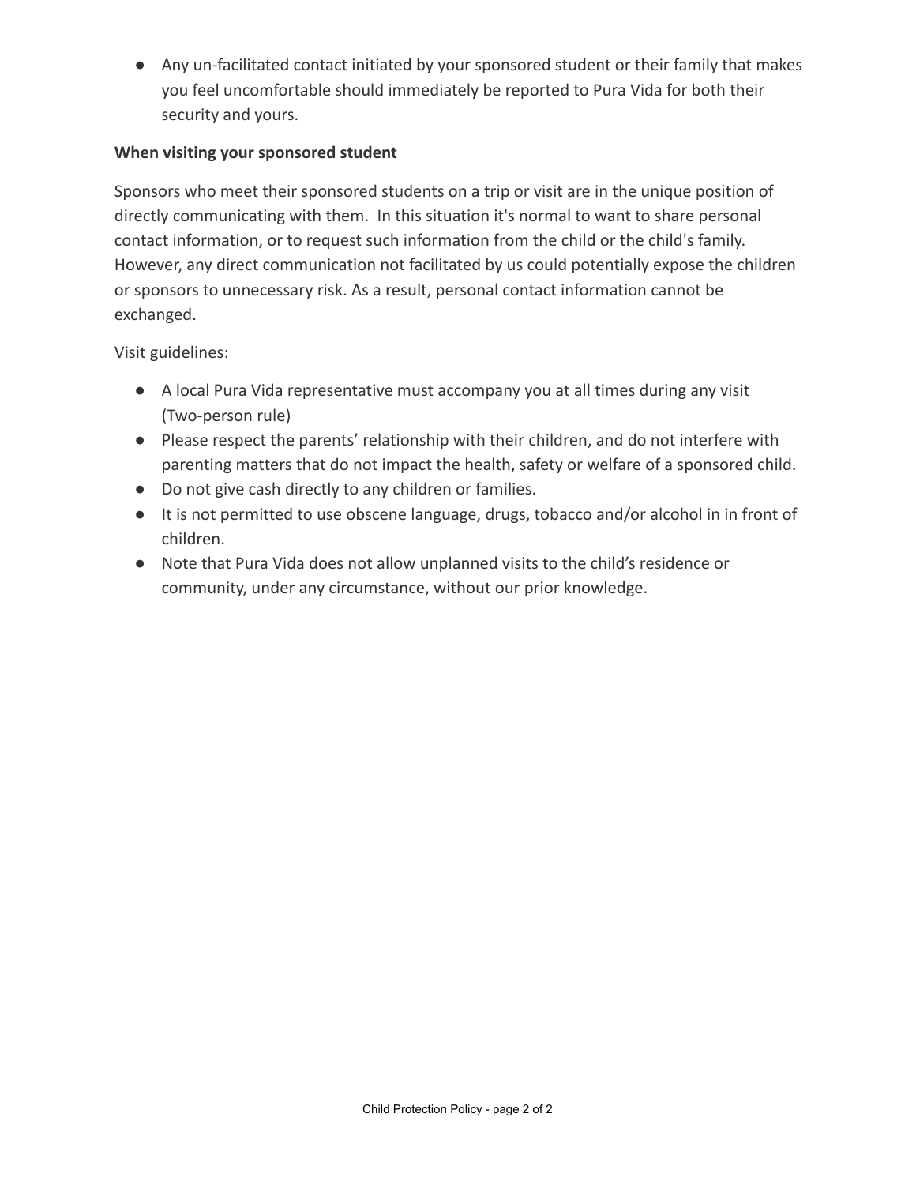- Any un-facilitated contact initiated by your sponsored student or their family that makes you feel uncomfortable should immediately be reported to Pura Vida for both their security and yours.

**When visiting your sponsored student**

Sponsors who meet their sponsored students on a trip or visit are in the unique position of directly communicating with them. In this situation it's normal to want to share personal contact information, or to request such information from the child or the child's family. However, any direct communication not facilitated by us could potentially expose the children or sponsors to unnecessary risk. As a result, personal contact information cannot be exchanged.

Visit guidelines:

- A local Pura Vida representative must accompany you at all times during any visit (Two-person rule)
- Please respect the parents' relationship with their children, and do not interfere with parenting matters that do not impact the health, safety or welfare of a sponsored child.
- Do not give cash directly to any children or families.
- It is not permitted to use obscene language, drugs, tobacco and/or alcohol in in front of children.
- Note that Pura Vida does not allow unplanned visits to the child's residence or community, under any circumstance, without our prior knowledge.